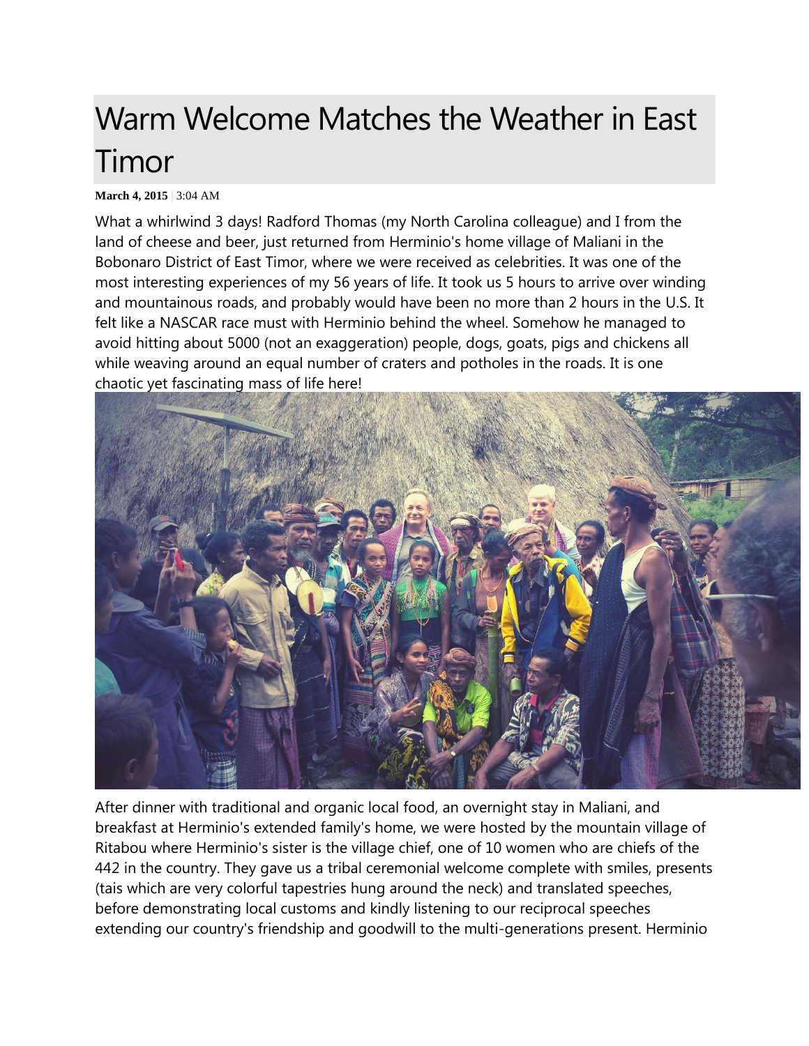# Warm Welcome Matches the Weather in East Timor

**March 4, 2015** | 3:04 AM

What a whirlwind 3 days! Radford Thomas (my North Carolina colleague) and I from the land of cheese and beer, just returned from Herminio's home village of Maliani in the Bobonaro District of East Timor, where we were received as celebrities. It was one of the most interesting experiences of my 56 years of life. It took us 5 hours to arrive over winding and mountainous roads, and probably would have been no more than 2 hours in the U.S. It felt like a NASCAR race must with Herminio behind the wheel. Somehow he managed to avoid hitting about 5000 (not an exaggeration) people, dogs, goats, pigs and chickens all while weaving around an equal number of craters and potholes in the roads. It is one chaotic yet fascinating mass of life here!

After dinner with traditional and organic local food, an overnight stay in Maliani, and breakfast at Herminio's extended family's home, we were hosted by the mountain village of Ritabou where Herminio's sister is the village chief, one of 10 women who are chiefs of the 442 in the country. They gave us a tribal ceremonial welcome complete with smiles, presents (tais which are very colorful tapestries hung around the neck) and translated speeches, before demonstrating local customs and kindly listening to our reciprocal speeches extending our country's friendship and goodwill to the multi-generations present. Herminio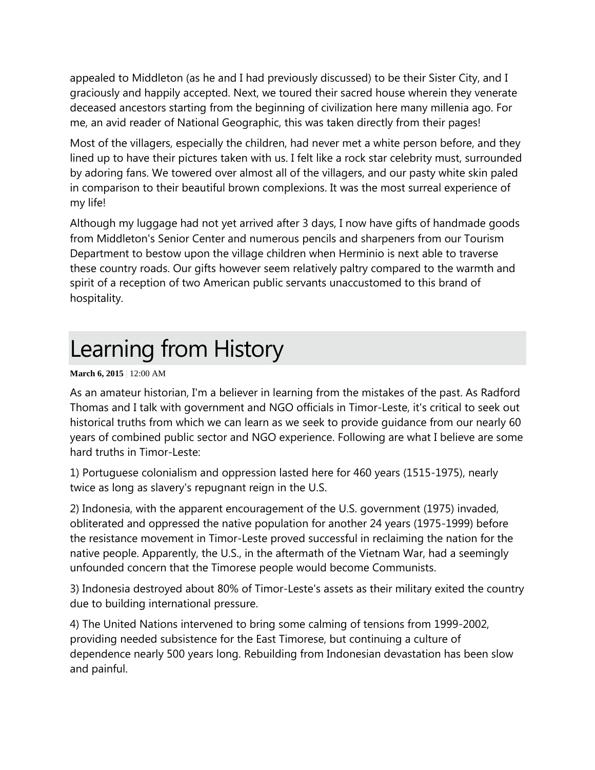appealed to Middleton (as he and I had previously discussed) to be their Sister City, and I graciously and happily accepted. Next, we toured their sacred house wherein they venerate deceased ancestors starting from the beginning of civilization here many millenia ago. For me, an avid reader of National Geographic, this was taken directly from their pages!

Most of the villagers, especially the children, had never met a white person before, and they lined up to have their pictures taken with us. I felt like a rock star celebrity must, surrounded by adoring fans. We towered over almost all of the villagers, and our pasty white skin paled in comparison to their beautiful brown complexions. It was the most surreal experience of my life!

Although my luggage had not yet arrived after 3 days, I now have gifts of handmade goods from Middleton's Senior Center and numerous pencils and sharpeners from our Tourism Department to bestow upon the village children when Herminio is next able to traverse these country roads. Our gifts however seem relatively paltry compared to the warmth and spirit of a reception of two American public servants unaccustomed to this brand of hospitality.

# Learning from History

**March 6, 2015** | 12:00 AM

As an amateur historian, I'm a believer in learning from the mistakes of the past. As Radford Thomas and I talk with government and NGO officials in Timor-Leste, it's critical to seek out historical truths from which we can learn as we seek to provide guidance from our nearly 60 years of combined public sector and NGO experience. Following are what I believe are some hard truths in Timor-Leste:

1) Portuguese colonialism and oppression lasted here for 460 years (1515-1975), nearly twice as long as slavery's repugnant reign in the U.S.

2) Indonesia, with the apparent encouragement of the U.S. government (1975) invaded, obliterated and oppressed the native population for another 24 years (1975-1999) before the resistance movement in Timor-Leste proved successful in reclaiming the nation for the native people. Apparently, the U.S., in the aftermath of the Vietnam War, had a seemingly unfounded concern that the Timorese people would become Communists.

3) Indonesia destroyed about 80% of Timor-Leste's assets as their military exited the country due to building international pressure.

4) The United Nations intervened to bring some calming of tensions from 1999-2002, providing needed subsistence for the East Timorese, but continuing a culture of dependence nearly 500 years long. Rebuilding from Indonesian devastation has been slow and painful.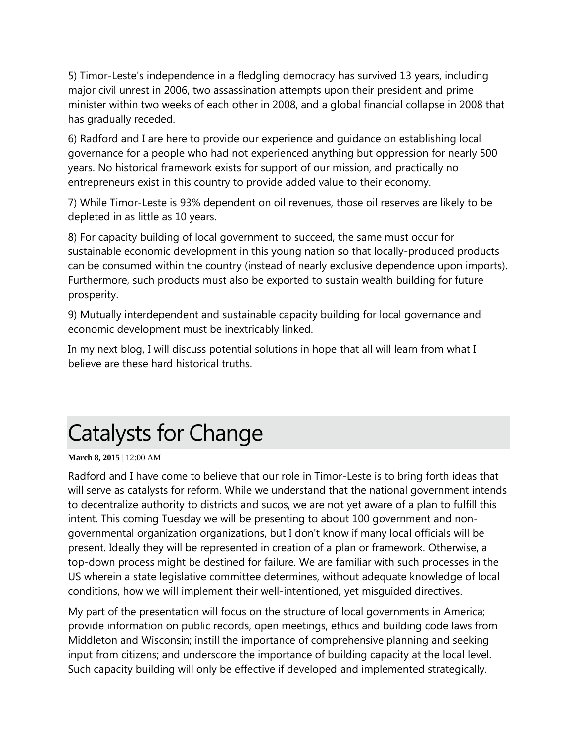5) Timor-Leste's independence in a fledgling democracy has survived 13 years, including major civil unrest in 2006, two assassination attempts upon their president and prime minister within two weeks of each other in 2008, and a global financial collapse in 2008 that has gradually receded.

6) Radford and I are here to provide our experience and guidance on establishing local governance for a people who had not experienced anything but oppression for nearly 500 years. No historical framework exists for support of our mission, and practically no entrepreneurs exist in this country to provide added value to their economy.

7) While Timor-Leste is 93% dependent on oil revenues, those oil reserves are likely to be depleted in as little as 10 years.

8) For capacity building of local government to succeed, the same must occur for sustainable economic development in this young nation so that locally-produced products can be consumed within the country (instead of nearly exclusive dependence upon imports). Furthermore, such products must also be exported to sustain wealth building for future prosperity.

9) Mutually interdependent and sustainable capacity building for local governance and economic development must be inextricably linked.

In my next blog, I will discuss potential solutions in hope that all will learn from what I believe are these hard historical truths.

# Catalysts for Change

**March 8, 2015** | 12:00 AM

Radford and I have come to believe that our role in Timor-Leste is to bring forth ideas that will serve as catalysts for reform. While we understand that the national government intends to decentralize authority to districts and sucos, we are not yet aware of a plan to fulfill this intent. This coming Tuesday we will be presenting to about 100 government and non-governmental organization organizations, but I don't know if many local officials will be present. Ideally they will be represented in creation of a plan or framework. Otherwise, a top-down process might be destined for failure. We are familiar with such processes in the US wherein a state legislative committee determines, without adequate knowledge of local conditions, how we will implement their well-intentioned, yet misguided directives.

My part of the presentation will focus on the structure of local governments in America; provide information on public records, open meetings, ethics and building code laws from Middleton and Wisconsin; instill the importance of comprehensive planning and seeking input from citizens; and underscore the importance of building capacity at the local level. Such capacity building will only be effective if developed and implemented strategically.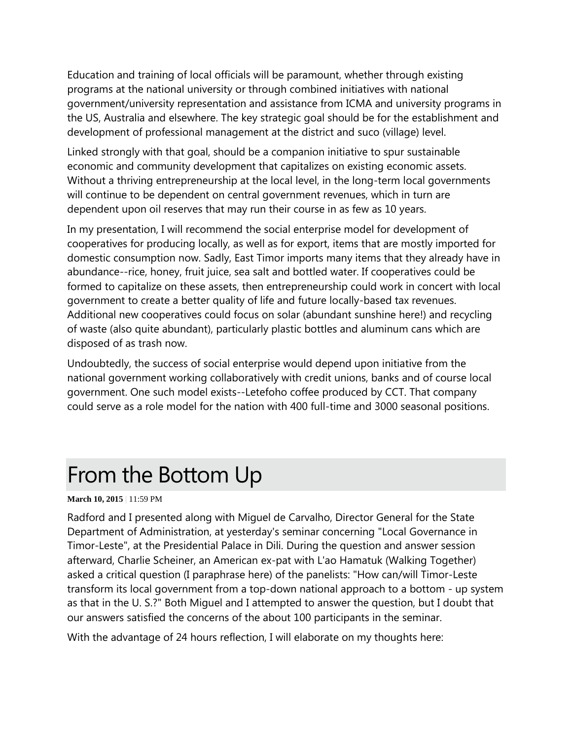Education and training of local officials will be paramount, whether through existing programs at the national university or through combined initiatives with national government/university representation and assistance from ICMA and university programs in the US, Australia and elsewhere. The key strategic goal should be for the establishment and development of professional management at the district and suco (village) level.

Linked strongly with that goal, should be a companion initiative to spur sustainable economic and community development that capitalizes on existing economic assets. Without a thriving entrepreneurship at the local level, in the long-term local governments will continue to be dependent on central government revenues, which in turn are dependent upon oil reserves that may run their course in as few as 10 years.

In my presentation, I will recommend the social enterprise model for development of cooperatives for producing locally, as well as for export, items that are mostly imported for domestic consumption now. Sadly, East Timor imports many items that they already have in abundance--rice, honey, fruit juice, sea salt and bottled water. If cooperatives could be formed to capitalize on these assets, then entrepreneurship could work in concert with local government to create a better quality of life and future locally-based tax revenues. Additional new cooperatives could focus on solar (abundant sunshine here!) and recycling of waste (also quite abundant), particularly plastic bottles and aluminum cans which are disposed of as trash now.

Undoubtedly, the success of social enterprise would depend upon initiative from the national government working collaboratively with credit unions, banks and of course local government. One such model exists--Letefoho coffee produced by CCT. That company could serve as a role model for the nation with 400 full-time and 3000 seasonal positions.

# From the Bottom Up

**March 10, 2015** | 11:59 PM

Radford and I presented along with Miguel de Carvalho, Director General for the State Department of Administration, at yesterday's seminar concerning "Local Governance in Timor-Leste", at the Presidential Palace in Dili. During the question and answer session afterward, Charlie Scheiner, an American ex-pat with L'ao Hamatuk (Walking Together) asked a critical question (I paraphrase here) of the panelists: "How can/will Timor-Leste transform its local government from a top-down national approach to a bottom - up system as that in the U. S.?" Both Miguel and I attempted to answer the question, but I doubt that our answers satisfied the concerns of the about 100 participants in the seminar.

With the advantage of 24 hours reflection, I will elaborate on my thoughts here: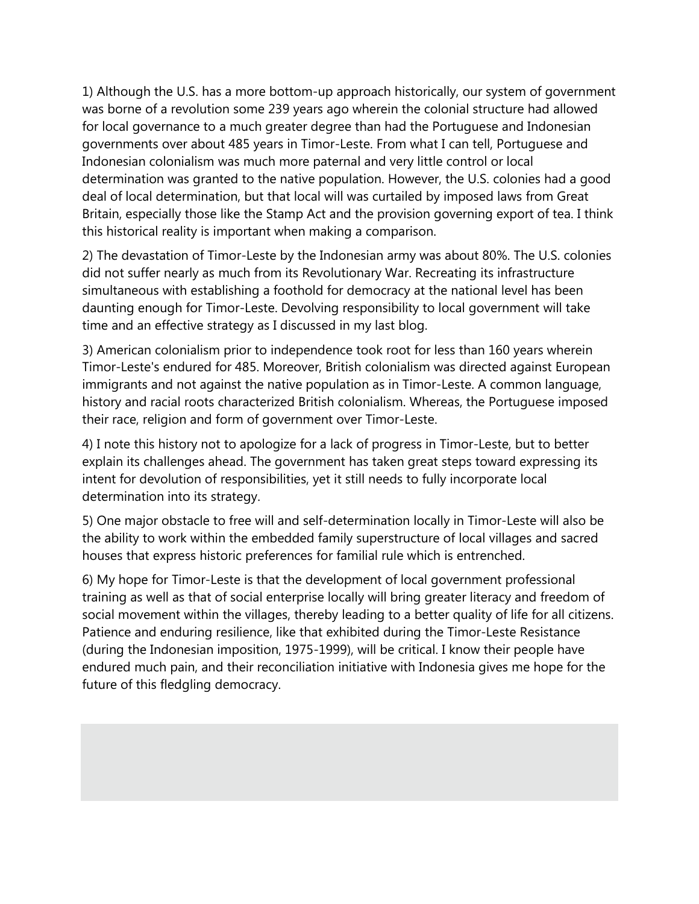1) Although the U.S. has a more bottom-up approach historically, our system of government was borne of a revolution some 239 years ago wherein the colonial structure had allowed for local governance to a much greater degree than had the Portuguese and Indonesian governments over about 485 years in Timor-Leste. From what I can tell, Portuguese and Indonesian colonialism was much more paternal and very little control or local determination was granted to the native population. However, the U.S. colonies had a good deal of local determination, but that local will was curtailed by imposed laws from Great Britain, especially those like the Stamp Act and the provision governing export of tea. I think this historical reality is important when making a comparison.

2) The devastation of Timor-Leste by the Indonesian army was about 80%. The U.S. colonies did not suffer nearly as much from its Revolutionary War. Recreating its infrastructure simultaneous with establishing a foothold for democracy at the national level has been daunting enough for Timor-Leste. Devolving responsibility to local government will take time and an effective strategy as I discussed in my last blog.

3) American colonialism prior to independence took root for less than 160 years wherein Timor-Leste's endured for 485. Moreover, British colonialism was directed against European immigrants and not against the native population as in Timor-Leste. A common language, history and racial roots characterized British colonialism. Whereas, the Portuguese imposed their race, religion and form of government over Timor-Leste.

4) I note this history not to apologize for a lack of progress in Timor-Leste, but to better explain its challenges ahead. The government has taken great steps toward expressing its intent for devolution of responsibilities, yet it still needs to fully incorporate local determination into its strategy.

5) One major obstacle to free will and self-determination locally in Timor-Leste will also be the ability to work within the embedded family superstructure of local villages and sacred houses that express historic preferences for familial rule which is entrenched.

6) My hope for Timor-Leste is that the development of local government professional training as well as that of social enterprise locally will bring greater literacy and freedom of social movement within the villages, thereby leading to a better quality of life for all citizens. Patience and enduring resilience, like that exhibited during the Timor-Leste Resistance (during the Indonesian imposition, 1975-1999), will be critical. I know their people have endured much pain, and their reconciliation initiative with Indonesia gives me hope for the future of this fledgling democracy.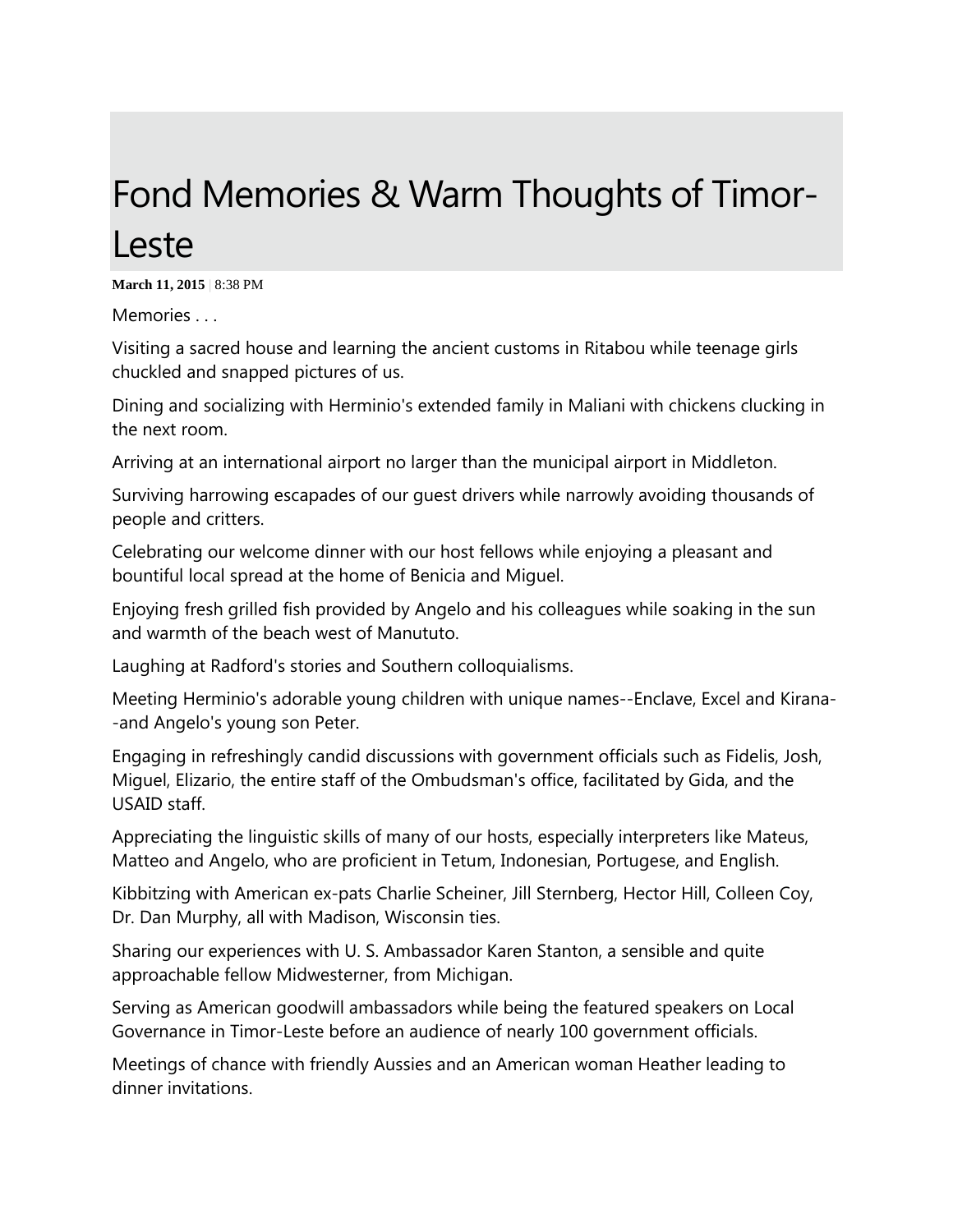# Fond Memories & Warm Thoughts of Timor-Leste

**March 11, 2015** | 8:38 PM

Memories . . .

Visiting a sacred house and learning the ancient customs in Ritabou while teenage girls chuckled and snapped pictures of us.

Dining and socializing with Herminio's extended family in Maliani with chickens clucking in the next room.

Arriving at an international airport no larger than the municipal airport in Middleton.

Surviving harrowing escapades of our guest drivers while narrowly avoiding thousands of people and critters.

Celebrating our welcome dinner with our host fellows while enjoying a pleasant and bountiful local spread at the home of Benicia and Miguel.

Enjoying fresh grilled fish provided by Angelo and his colleagues while soaking in the sun and warmth of the beach west of Manututo.

Laughing at Radford's stories and Southern colloquialisms.

Meeting Herminio's adorable young children with unique names--Enclave, Excel and Kirana--and Angelo's young son Peter.

Engaging in refreshingly candid discussions with government officials such as Fidelis, Josh, Miguel, Elizario, the entire staff of the Ombudsman's office, facilitated by Gida, and the USAID staff.

Appreciating the linguistic skills of many of our hosts, especially interpreters like Mateus, Matteo and Angelo, who are proficient in Tetum, Indonesian, Portugese, and English.

Kibbitzing with American ex-pats Charlie Scheiner, Jill Sternberg, Hector Hill, Colleen Coy, Dr. Dan Murphy, all with Madison, Wisconsin ties.

Sharing our experiences with U. S. Ambassador Karen Stanton, a sensible and quite approachable fellow Midwesterner, from Michigan.

Serving as American goodwill ambassadors while being the featured speakers on Local Governance in Timor-Leste before an audience of nearly 100 government officials.

Meetings of chance with friendly Aussies and an American woman Heather leading to dinner invitations.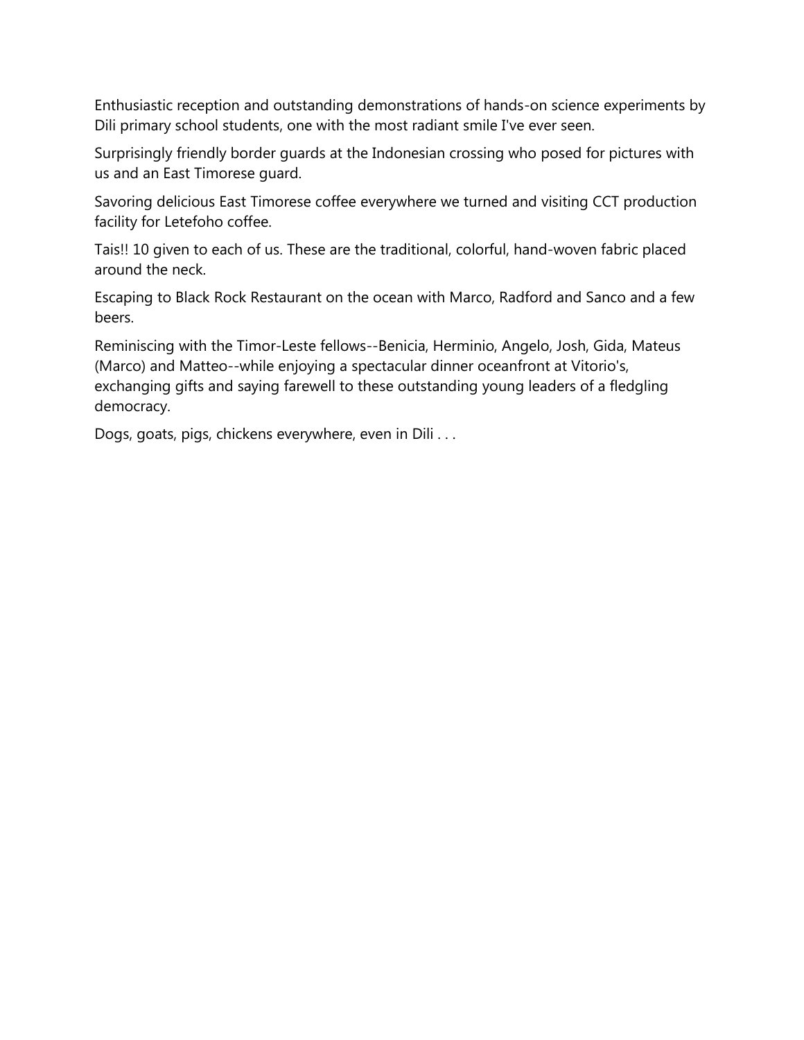Enthusiastic reception and outstanding demonstrations of hands-on science experiments by Dili primary school students, one with the most radiant smile I've ever seen.

Surprisingly friendly border guards at the Indonesian crossing who posed for pictures with us and an East Timorese guard.

Savoring delicious East Timorese coffee everywhere we turned and visiting CCT production facility for Letefoho coffee.

Tais!! 10 given to each of us. These are the traditional, colorful, hand-woven fabric placed around the neck.

Escaping to Black Rock Restaurant on the ocean with Marco, Radford and Sanco and a few beers.

Reminiscing with the Timor-Leste fellows--Benicia, Herminio, Angelo, Josh, Gida, Mateus (Marco) and Matteo--while enjoying a spectacular dinner oceanfront at Vitorio's, exchanging gifts and saying farewell to these outstanding young leaders of a fledgling democracy.

Dogs, goats, pigs, chickens everywhere, even in Dili . . .